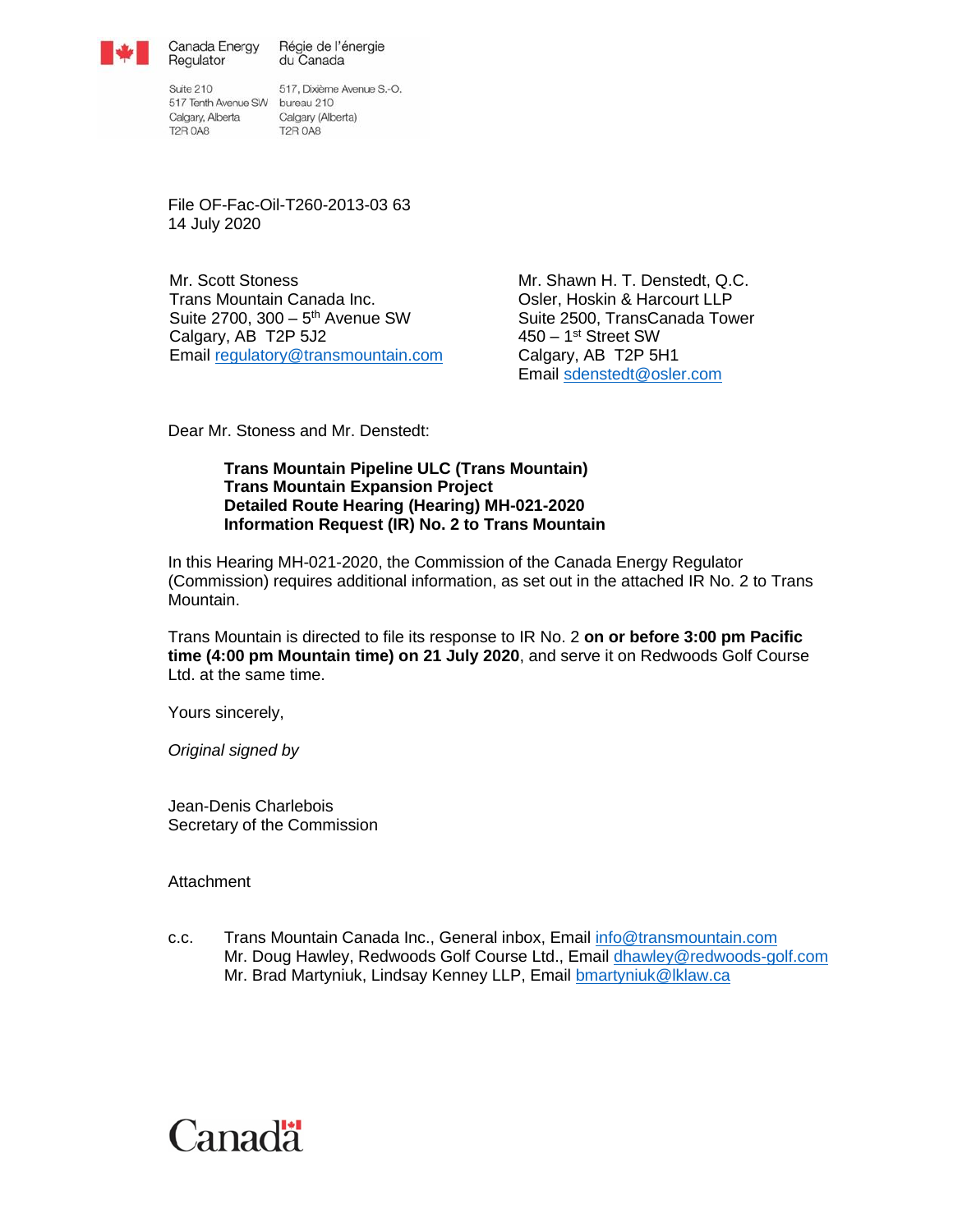Canada Energy Regulator | Régie de l'énergie du Canada

Suite 210
517 Tenth Avenue SW
Calgary, Alberta
T2R 0A8

517, Dixième Avenue S.-O.
bureau 210
Calgary (Alberta)
T2R 0A8

File OF-Fac-Oil-T260-2013-03 63
14 July 2020

Mr. Scott Stoness
Trans Mountain Canada Inc.
Suite 2700, 300 – 5th Avenue SW
Calgary, AB T2P 5J2
Email regulatory@transmountain.com

Mr. Shawn H. T. Denstedt, Q.C.
Osler, Hoskin & Harcourt LLP
Suite 2500, TransCanada Tower
450 – 1st Street SW
Calgary, AB T2P 5H1
Email sdenstedt@osler.com

Dear Mr. Stoness and Mr. Denstedt:

**Trans Mountain Pipeline ULC (Trans Mountain)**
**Trans Mountain Expansion Project**
**Detailed Route Hearing (Hearing) MH-021-2020**
**Information Request (IR) No. 2 to Trans Mountain**

In this Hearing MH-021-2020, the Commission of the Canada Energy Regulator (Commission) requires additional information, as set out in the attached IR No. 2 to Trans Mountain.

Trans Mountain is directed to file its response to IR No. 2 **on or before 3:00 pm Pacific time (4:00 pm Mountain time) on 21 July 2020**, and serve it on Redwoods Golf Course Ltd. at the same time.

Yours sincerely,

*Original signed by*

Jean-Denis Charlebois
Secretary of the Commission

Attachment

c.c. Trans Mountain Canada Inc., General inbox, Email info@transmountain.com
Mr. Doug Hawley, Redwoods Golf Course Ltd., Email dhawley@redwoods-golf.com
Mr. Brad Martyniuk, Lindsay Kenney LLP, Email bmartyniuk@lklaw.ca

Canada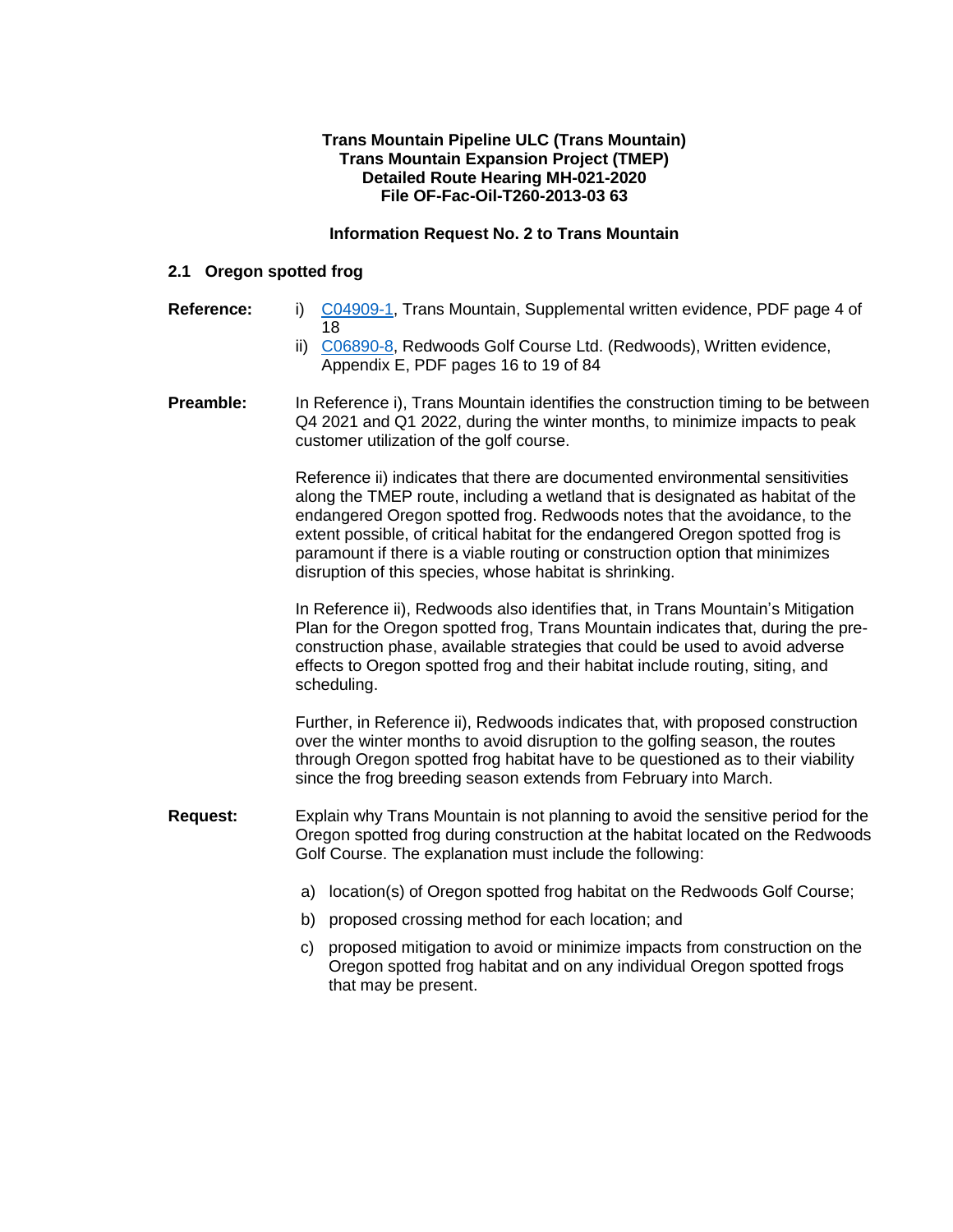**Trans Mountain Pipeline ULC (Trans Mountain)**
**Trans Mountain Expansion Project (TMEP)**
**Detailed Route Hearing MH-021-2020**
**File OF-Fac-Oil-T260-2013-03 63**

**Information Request No. 2 to Trans Mountain**

### 2.1 Oregon spotted frog

**Reference:**

i) C04909-1, Trans Mountain, Supplemental written evidence, PDF page 4 of 18

ii) C06890-8, Redwoods Golf Course Ltd. (Redwoods), Written evidence, Appendix E, PDF pages 16 to 19 of 84

**Preamble:**

In Reference i), Trans Mountain identifies the construction timing to be between Q4 2021 and Q1 2022, during the winter months, to minimize impacts to peak customer utilization of the golf course.

Reference ii) indicates that there are documented environmental sensitivities along the TMEP route, including a wetland that is designated as habitat of the endangered Oregon spotted frog. Redwoods notes that the avoidance, to the extent possible, of critical habitat for the endangered Oregon spotted frog is paramount if there is a viable routing or construction option that minimizes disruption of this species, whose habitat is shrinking.

In Reference ii), Redwoods also identifies that, in Trans Mountain's Mitigation Plan for the Oregon spotted frog, Trans Mountain indicates that, during the pre-construction phase, available strategies that could be used to avoid adverse effects to Oregon spotted frog and their habitat include routing, siting, and scheduling.

Further, in Reference ii), Redwoods indicates that, with proposed construction over the winter months to avoid disruption to the golfing season, the routes through Oregon spotted frog habitat have to be questioned as to their viability since the frog breeding season extends from February into March.

**Request:**

Explain why Trans Mountain is not planning to avoid the sensitive period for the Oregon spotted frog during construction at the habitat located on the Redwoods Golf Course. The explanation must include the following:

a) location(s) of Oregon spotted frog habitat on the Redwoods Golf Course;

b) proposed crossing method for each location; and

c) proposed mitigation to avoid or minimize impacts from construction on the Oregon spotted frog habitat and on any individual Oregon spotted frogs that may be present.